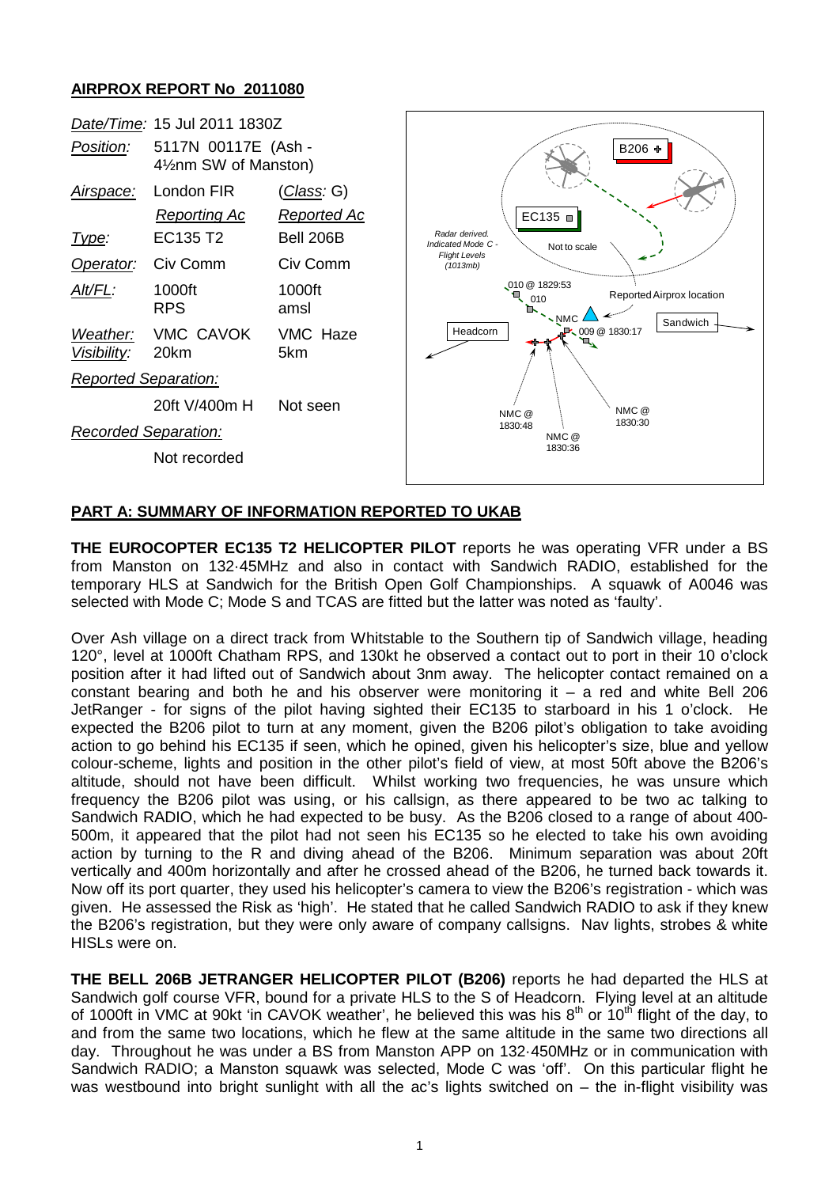## AIRPROX REPORT No 2011080

| | | |
|---|---|---|
| *Date/Time:* | 15 Jul 2011 1830Z | |
| *Position:* | 5117N 00117E (Ash - 4½nm SW of Manston) | |
| *Airspace:* | London FIR | (*Class:* G) |
| | *Reporting Ac* | *Reported Ac* |
| *Type:* | EC135 T2 | Bell 206B |
| *Operator:* | Civ Comm | Civ Comm |
| *Alt/FL:* | 1000ft RPS | 1000ft amsl |
| *Weather:* | VMC CAVOK | VMC Haze |
| *Visibility:* | 20km | 5km |
| *Reported Separation:* | | |
| | 20ft V/400m H | Not seen |
| *Recorded Separation:* | | |
| | Not recorded | |

## PART A: SUMMARY OF INFORMATION REPORTED TO UKAB

**THE EUROCOPTER EC135 T2 HELICOPTER PILOT** reports he was operating VFR under a BS from Manston on 132·45MHz and also in contact with Sandwich RADIO, established for the temporary HLS at Sandwich for the British Open Golf Championships. A squawk of A0046 was selected with Mode C; Mode S and TCAS are fitted but the latter was noted as 'faulty'.

Over Ash village on a direct track from Whitstable to the Southern tip of Sandwich village, heading 120°, level at 1000ft Chatham RPS, and 130kt he observed a contact out to port in their 10 o'clock position after it had lifted out of Sandwich about 3nm away. The helicopter contact remained on a constant bearing and both he and his observer were monitoring it – a red and white Bell 206 JetRanger - for signs of the pilot having sighted their EC135 to starboard in his 1 o'clock. He expected the B206 pilot to turn at any moment, given the B206 pilot's obligation to take avoiding action to go behind his EC135 if seen, which he opined, given his helicopter's size, blue and yellow colour-scheme, lights and position in the other pilot's field of view, at most 50ft above the B206's altitude, should not have been difficult. Whilst working two frequencies, he was unsure which frequency the B206 pilot was using, or his callsign, as there appeared to be two ac talking to Sandwich RADIO, which he had expected to be busy. As the B206 closed to a range of about 400-500m, it appeared that the pilot had not seen his EC135 so he elected to take his own avoiding action by turning to the R and diving ahead of the B206. Minimum separation was about 20ft vertically and 400m horizontally and after he crossed ahead of the B206, he turned back towards it. Now off its port quarter, they used his helicopter's camera to view the B206's registration - which was given. He assessed the Risk as 'high'. He stated that he called Sandwich RADIO to ask if they knew the B206's registration, but they were only aware of company callsigns. Nav lights, strobes & white HISLs were on.

**THE BELL 206B JETRANGER HELICOPTER PILOT (B206)** reports he had departed the HLS at Sandwich golf course VFR, bound for a private HLS to the S of Headcorn. Flying level at an altitude of 1000ft in VMC at 90kt 'in CAVOK weather', he believed this was his 8th or 10th flight of the day, to and from the same two locations, which he flew at the same altitude in the same two directions all day. Throughout he was under a BS from Manston APP on 132·450MHz or in communication with Sandwich RADIO; a Manston squawk was selected, Mode C was 'off'. On this particular flight he was westbound into bright sunlight with all the ac's lights switched on – the in-flight visibility was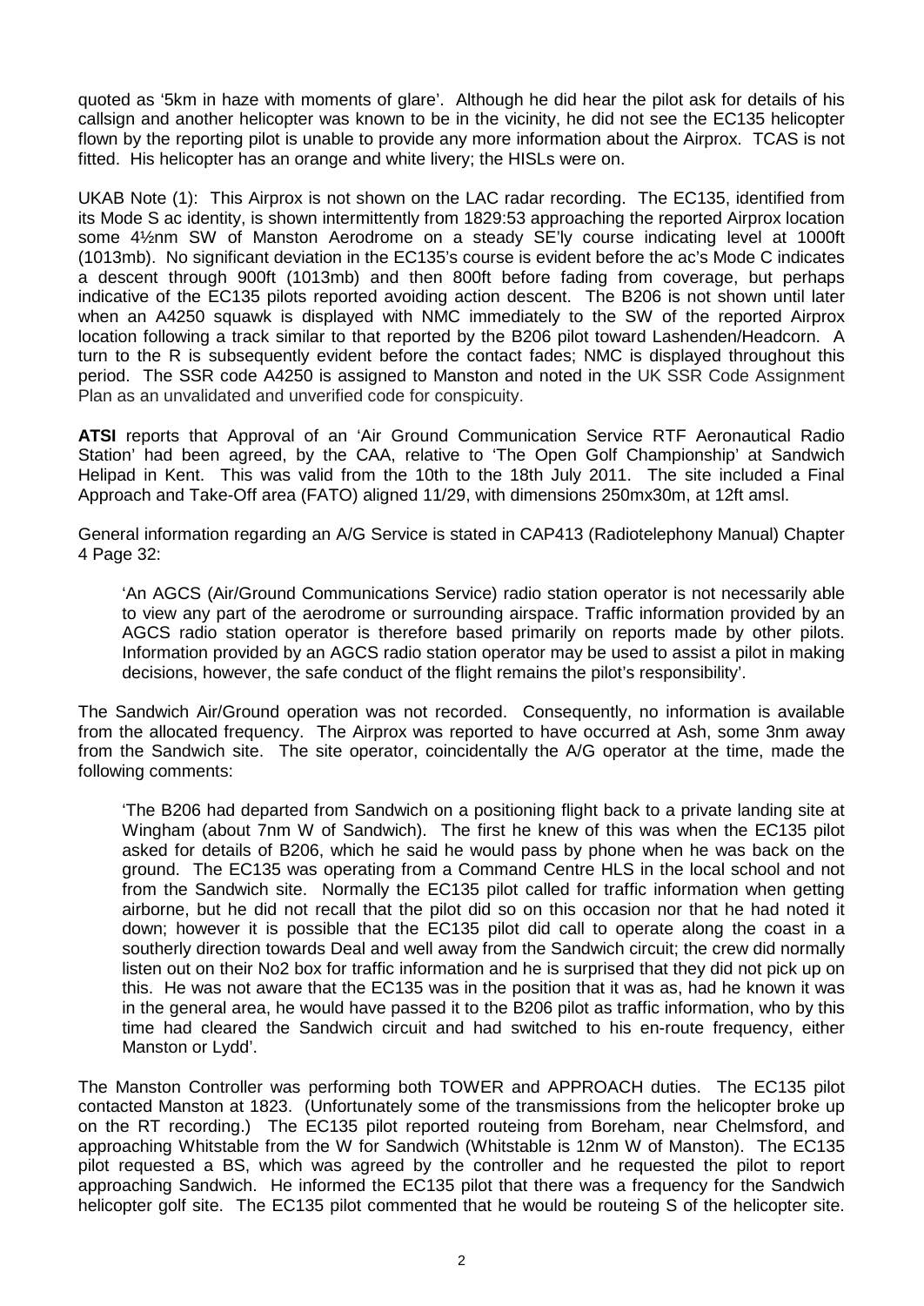quoted as '5km in haze with moments of glare'. Although he did hear the pilot ask for details of his callsign and another helicopter was known to be in the vicinity, he did not see the EC135 helicopter flown by the reporting pilot is unable to provide any more information about the Airprox. TCAS is not fitted. His helicopter has an orange and white livery; the HISLs were on.

UKAB Note (1): This Airprox is not shown on the LAC radar recording. The EC135, identified from its Mode S ac identity, is shown intermittently from 1829:53 approaching the reported Airprox location some 4½nm SW of Manston Aerodrome on a steady SE'ly course indicating level at 1000ft (1013mb). No significant deviation in the EC135's course is evident before the ac's Mode C indicates a descent through 900ft (1013mb) and then 800ft before fading from coverage, but perhaps indicative of the EC135 pilots reported avoiding action descent. The B206 is not shown until later when an A4250 squawk is displayed with NMC immediately to the SW of the reported Airprox location following a track similar to that reported by the B206 pilot toward Lashenden/Headcorn. A turn to the R is subsequently evident before the contact fades; NMC is displayed throughout this period. The SSR code A4250 is assigned to Manston and noted in the UK SSR Code Assignment Plan as an unvalidated and unverified code for conspicuity.

**ATSI** reports that Approval of an 'Air Ground Communication Service RTF Aeronautical Radio Station' had been agreed, by the CAA, relative to 'The Open Golf Championship' at Sandwich Helipad in Kent. This was valid from the 10th to the 18th July 2011. The site included a Final Approach and Take-Off area (FATO) aligned 11/29, with dimensions 250mx30m, at 12ft amsl.

General information regarding an A/G Service is stated in CAP413 (Radiotelephony Manual) Chapter 4 Page 32:

> 'An AGCS (Air/Ground Communications Service) radio station operator is not necessarily able to view any part of the aerodrome or surrounding airspace. Traffic information provided by an AGCS radio station operator is therefore based primarily on reports made by other pilots. Information provided by an AGCS radio station operator may be used to assist a pilot in making decisions, however, the safe conduct of the flight remains the pilot's responsibility'.

The Sandwich Air/Ground operation was not recorded. Consequently, no information is available from the allocated frequency. The Airprox was reported to have occurred at Ash, some 3nm away from the Sandwich site. The site operator, coincidentally the A/G operator at the time, made the following comments:

> 'The B206 had departed from Sandwich on a positioning flight back to a private landing site at Wingham (about 7nm W of Sandwich). The first he knew of this was when the EC135 pilot asked for details of B206, which he said he would pass by phone when he was back on the ground. The EC135 was operating from a Command Centre HLS in the local school and not from the Sandwich site. Normally the EC135 pilot called for traffic information when getting airborne, but he did not recall that the pilot did so on this occasion nor that he had noted it down; however it is possible that the EC135 pilot did call to operate along the coast in a southerly direction towards Deal and well away from the Sandwich circuit; the crew did normally listen out on their No2 box for traffic information and he is surprised that they did not pick up on this. He was not aware that the EC135 was in the position that it was as, had he known it was in the general area, he would have passed it to the B206 pilot as traffic information, who by this time had cleared the Sandwich circuit and had switched to his en-route frequency, either Manston or Lydd'.

The Manston Controller was performing both TOWER and APPROACH duties. The EC135 pilot contacted Manston at 1823. (Unfortunately some of the transmissions from the helicopter broke up on the RT recording.) The EC135 pilot reported routeing from Boreham, near Chelmsford, and approaching Whitstable from the W for Sandwich (Whitstable is 12nm W of Manston). The EC135 pilot requested a BS, which was agreed by the controller and he requested the pilot to report approaching Sandwich. He informed the EC135 pilot that there was a frequency for the Sandwich helicopter golf site. The EC135 pilot commented that he would be routeing S of the helicopter site.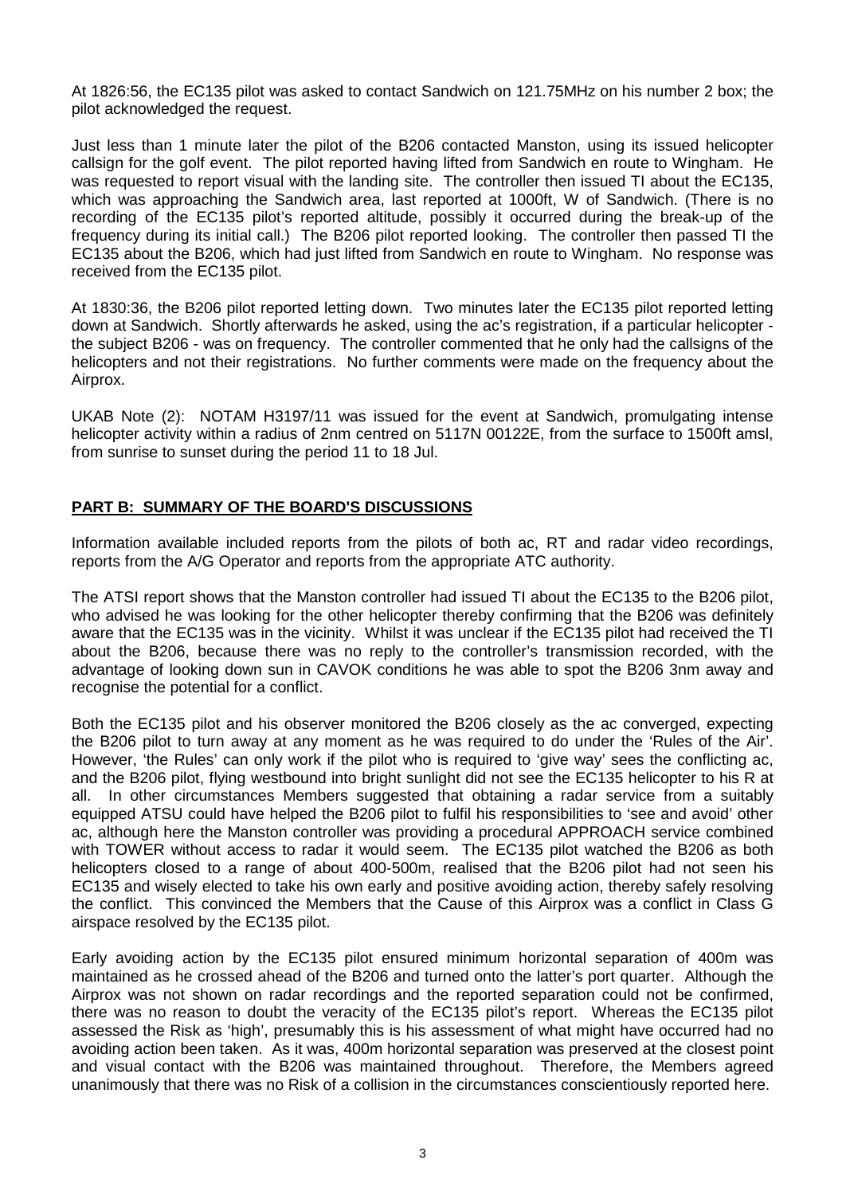At 1826:56, the EC135 pilot was asked to contact Sandwich on 121.75MHz on his number 2 box; the pilot acknowledged the request.

Just less than 1 minute later the pilot of the B206 contacted Manston, using its issued helicopter callsign for the golf event. The pilot reported having lifted from Sandwich en route to Wingham. He was requested to report visual with the landing site. The controller then issued TI about the EC135, which was approaching the Sandwich area, last reported at 1000ft, W of Sandwich. (There is no recording of the EC135 pilot's reported altitude, possibly it occurred during the break-up of the frequency during its initial call.) The B206 pilot reported looking. The controller then passed TI the EC135 about the B206, which had just lifted from Sandwich en route to Wingham. No response was received from the EC135 pilot.

At 1830:36, the B206 pilot reported letting down. Two minutes later the EC135 pilot reported letting down at Sandwich. Shortly afterwards he asked, using the ac's registration, if a particular helicopter - the subject B206 - was on frequency. The controller commented that he only had the callsigns of the helicopters and not their registrations. No further comments were made on the frequency about the Airprox.

UKAB Note (2): NOTAM H3197/11 was issued for the event at Sandwich, promulgating intense helicopter activity within a radius of 2nm centred on 5117N 00122E, from the surface to 1500ft amsl, from sunrise to sunset during the period 11 to 18 Jul.

## PART B: SUMMARY OF THE BOARD'S DISCUSSIONS

Information available included reports from the pilots of both ac, RT and radar video recordings, reports from the A/G Operator and reports from the appropriate ATC authority.

The ATSI report shows that the Manston controller had issued TI about the EC135 to the B206 pilot, who advised he was looking for the other helicopter thereby confirming that the B206 was definitely aware that the EC135 was in the vicinity. Whilst it was unclear if the EC135 pilot had received the TI about the B206, because there was no reply to the controller's transmission recorded, with the advantage of looking down sun in CAVOK conditions he was able to spot the B206 3nm away and recognise the potential for a conflict.

Both the EC135 pilot and his observer monitored the B206 closely as the ac converged, expecting the B206 pilot to turn away at any moment as he was required to do under the 'Rules of the Air'. However, 'the Rules' can only work if the pilot who is required to 'give way' sees the conflicting ac, and the B206 pilot, flying westbound into bright sunlight did not see the EC135 helicopter to his R at all. In other circumstances Members suggested that obtaining a radar service from a suitably equipped ATSU could have helped the B206 pilot to fulfil his responsibilities to 'see and avoid' other ac, although here the Manston controller was providing a procedural APPROACH service combined with TOWER without access to radar it would seem. The EC135 pilot watched the B206 as both helicopters closed to a range of about 400-500m, realised that the B206 pilot had not seen his EC135 and wisely elected to take his own early and positive avoiding action, thereby safely resolving the conflict. This convinced the Members that the Cause of this Airprox was a conflict in Class G airspace resolved by the EC135 pilot.

Early avoiding action by the EC135 pilot ensured minimum horizontal separation of 400m was maintained as he crossed ahead of the B206 and turned onto the latter's port quarter. Although the Airprox was not shown on radar recordings and the reported separation could not be confirmed, there was no reason to doubt the veracity of the EC135 pilot's report. Whereas the EC135 pilot assessed the Risk as 'high', presumably this is his assessment of what might have occurred had no avoiding action been taken. As it was, 400m horizontal separation was preserved at the closest point and visual contact with the B206 was maintained throughout. Therefore, the Members agreed unanimously that there was no Risk of a collision in the circumstances conscientiously reported here.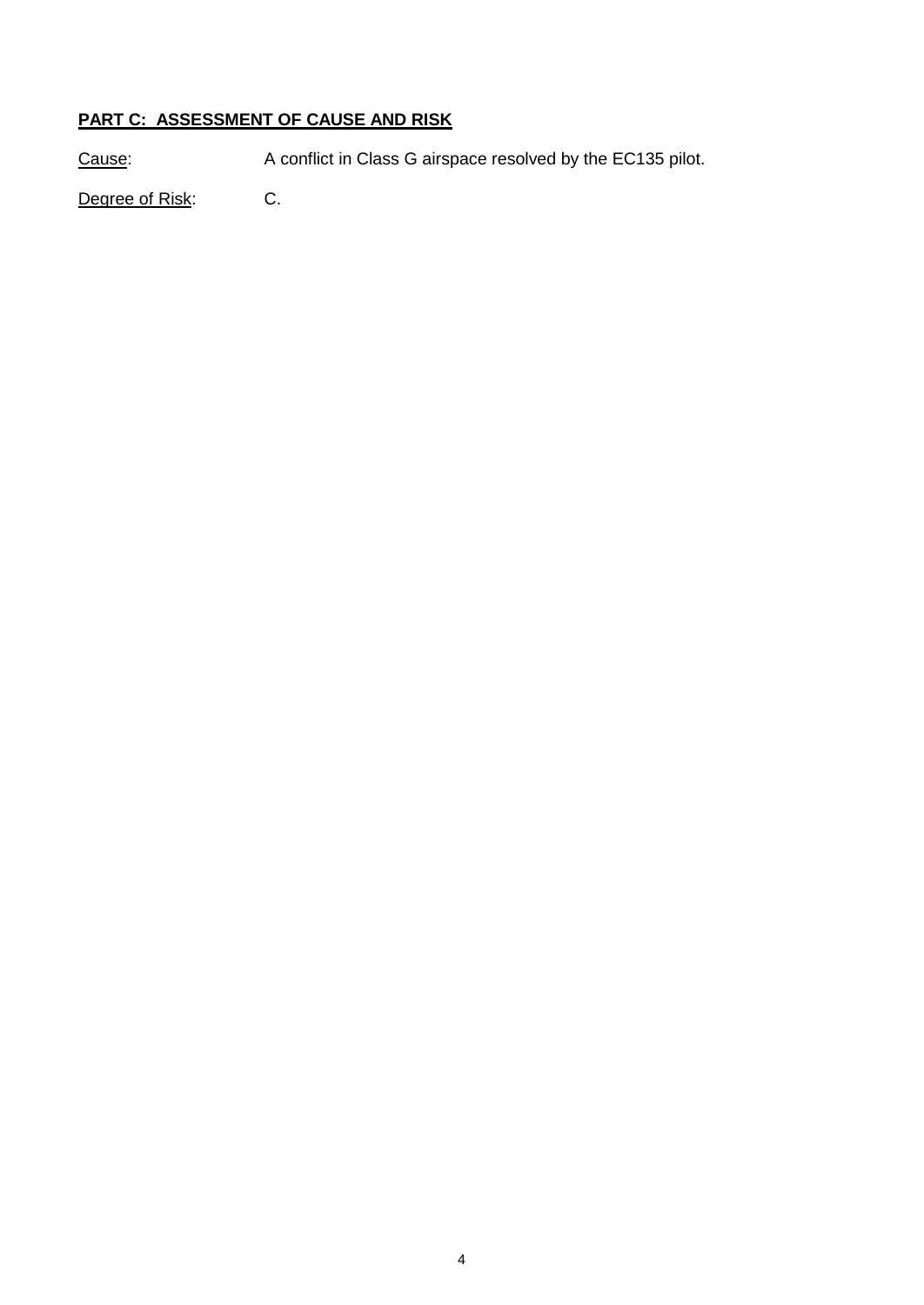## PART C: ASSESSMENT OF CAUSE AND RISK

Cause: A conflict in Class G airspace resolved by the EC135 pilot.

Degree of Risk: C.